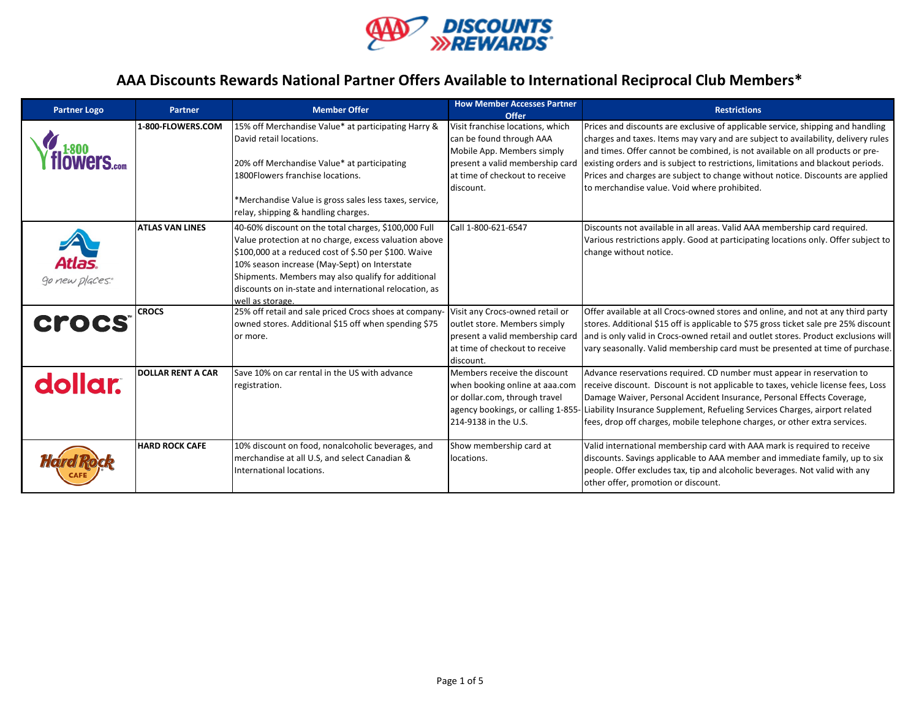# AAA Discounts Rewards National Partner Offers Available to International Reciprocal Club Members*

| Partner Logo | Partner | Member Offer | How Member Accesses Partner Offer | Restrictions |
|---|---|---|---|---|
| | **1-800-FLOWERS.COM** | 15% off Merchandise Value* at participating Harry & David retail locations.<br><br>20% off Merchandise Value* at participating 1800Flowers franchise locations.<br><br>*Merchandise Value is gross sales less taxes, service, relay, shipping & handling charges. | Visit franchise locations, which can be found through AAA Mobile App. Members simply present a valid membership card at time of checkout to receive discount. | Prices and discounts are exclusive of applicable service, shipping and handling charges and taxes. Items may vary and are subject to availability, delivery rules and times. Offer cannot be combined, is not available on all products or pre-existing orders and is subject to restrictions, limitations and blackout periods. Prices and charges are subject to change without notice. Discounts are applied to merchandise value. Void where prohibited. |
| | **ATLAS VAN LINES** | 40-60% discount on the total charges, $100,000 Full Value protection at no charge, excess valuation above $100,000 at a reduced cost of $.50 per $100. Waive 10% season increase (May-Sept) on Interstate Shipments. Members may also qualify for additional discounts on in-state and international relocation, as well as storage. | Call 1-800-621-6547 | Discounts not available in all areas. Valid AAA membership card required. Various restrictions apply. Good at participating locations only. Offer subject to change without notice. |
| | **CROCS** | 25% off retail and sale priced Crocs shoes at company-owned stores. Additional $15 off when spending $75 or more. | Visit any Crocs-owned retail or outlet store. Members simply present a valid membership card at time of checkout to receive discount. | Offer available at all Crocs-owned stores and online, and not at any third party stores. Additional $15 off is applicable to $75 gross ticket sale pre 25% discount and is only valid in Crocs-owned retail and outlet stores. Product exclusions will vary seasonally. Valid membership card must be presented at time of purchase. |
| | **DOLLAR RENT A CAR** | Save 10% on car rental in the US with advance registration. | Members receive the discount when booking online at aaa.com or dollar.com, through travel agency bookings, or calling 1-855-214-9138 in the U.S. | Advance reservations required. CD number must appear in reservation to receive discount. Discount is not applicable to taxes, vehicle license fees, Loss Damage Waiver, Personal Accident Insurance, Personal Effects Coverage, Liability Insurance Supplement, Refueling Services Charges, airport related fees, drop off charges, mobile telephone charges, or other extra services. |
| | **HARD ROCK CAFE** | 10% discount on food, nonalcoholic beverages, and merchandise at all U.S, and select Canadian & International locations. | Show membership card at locations. | Valid international membership card with AAA mark is required to receive discounts. Savings applicable to AAA member and immediate family, up to six people. Offer excludes tax, tip and alcoholic beverages. Not valid with any other offer, promotion or discount. |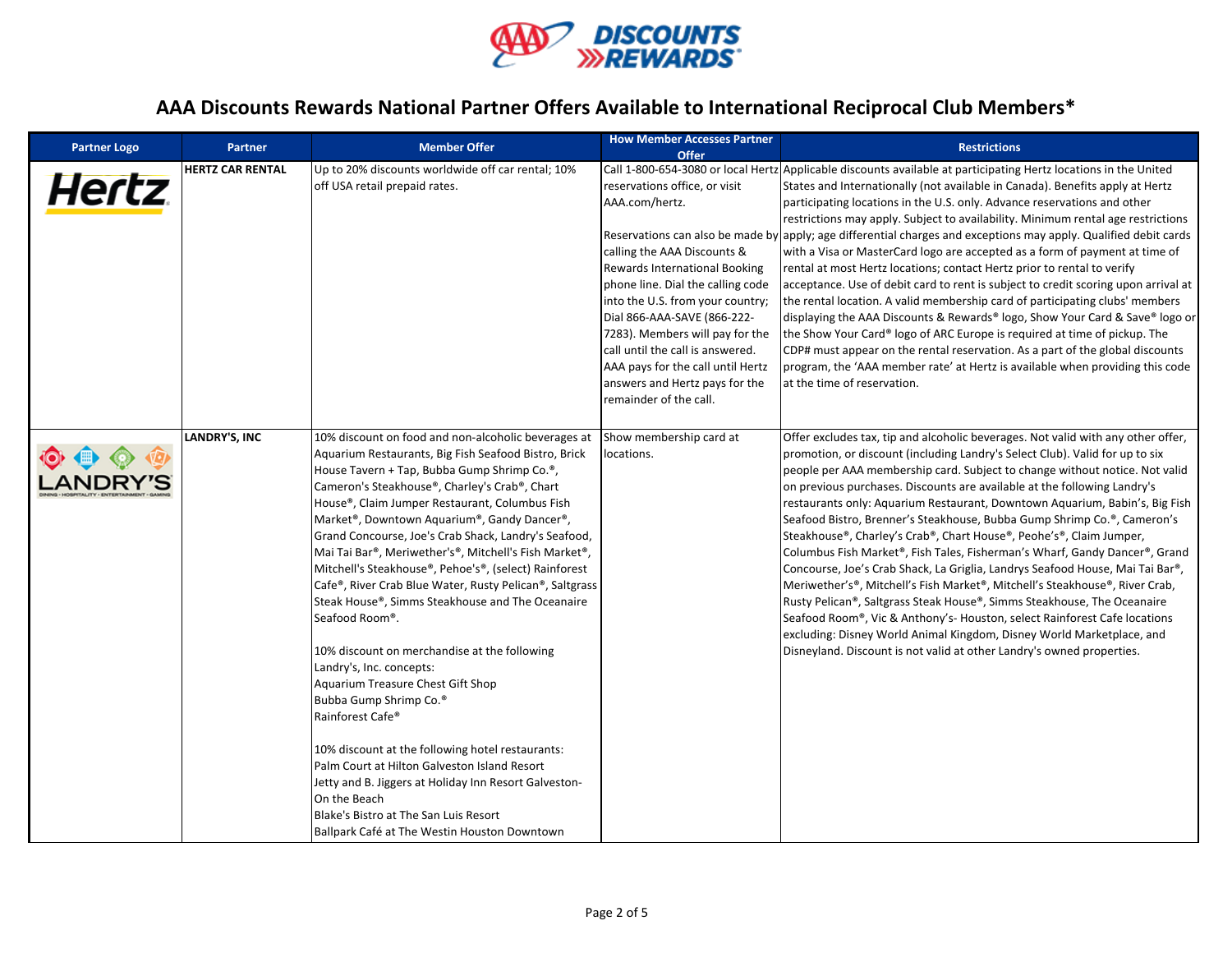# AAA Discounts Rewards National Partner Offers Available to International Reciprocal Club Members*

| Partner Logo | Partner | Member Offer | How Member Accesses Partner Offer | Restrictions |
|---|---|---|---|---|
| | **HERTZ CAR RENTAL** | Up to 20% discounts worldwide off car rental; 10% off USA retail prepaid rates. | Call 1-800-654-3080 or local Hertz reservations office, or visit AAA.com/hertz.<br><br>Reservations can also be made by calling the AAA Discounts & Rewards International Booking phone line. Dial the calling code into the U.S. from your country; Dial 866-AAA-SAVE (866-222-7283). Members will pay for the call until the call is answered. AAA pays for the call until Hertz answers and Hertz pays for the remainder of the call. | Applicable discounts available at participating Hertz locations in the United States and Internationally (not available in Canada). Benefits apply at Hertz participating locations in the U.S. only. Advance reservations and other restrictions may apply. Subject to availability. Minimum rental age restrictions apply; age differential charges and exceptions may apply. Qualified debit cards with a Visa or MasterCard logo are accepted as a form of payment at time of rental at most Hertz locations; contact Hertz prior to rental to verify acceptance. Use of debit card to rent is subject to credit scoring upon arrival at the rental location. A valid membership card of participating clubs' members displaying the AAA Discounts & Rewards® logo, Show Your Card & Save® logo or the Show Your Card® logo of ARC Europe is required at time of pickup. The CDP# must appear on the rental reservation. As a part of the global discounts program, the 'AAA member rate' at Hertz is available when providing this code at the time of reservation. |
| | **LANDRY'S, INC** | 10% discount on food and non-alcoholic beverages at Aquarium Restaurants, Big Fish Seafood Bistro, Brick House Tavern + Tap, Bubba Gump Shrimp Co.®, Cameron's Steakhouse®, Charley's Crab®, Chart House®, Claim Jumper Restaurant, Columbus Fish Market®, Downtown Aquarium®, Gandy Dancer®, Grand Concourse, Joe's Crab Shack, Landry's Seafood, Mai Tai Bar®, Meriwether's®, Mitchell's Fish Market®, Mitchell's Steakhouse®, Pehoe's®, (select) Rainforest Cafe®, River Crab Blue Water, Rusty Pelican®, Saltgrass Steak House®, Simms Steakhouse and The Oceanaire Seafood Room®.<br><br>10% discount on merchandise at the following Landry's, Inc. concepts:<br>Aquarium Treasure Chest Gift Shop<br>Bubba Gump Shrimp Co.®<br>Rainforest Cafe®<br><br>10% discount at the following hotel restaurants:<br>Palm Court at Hilton Galveston Island Resort<br>Jetty and B. Jiggers at Holiday Inn Resort Galveston-On the Beach<br>Blake's Bistro at The San Luis Resort<br>Ballpark Café at The Westin Houston Downtown | Show membership card at locations. | Offer excludes tax, tip and alcoholic beverages. Not valid with any other offer, promotion, or discount (including Landry's Select Club). Valid for up to six people per AAA membership card. Subject to change without notice. Not valid on previous purchases. Discounts are available at the following Landry's restaurants only: Aquarium Restaurant, Downtown Aquarium, Babin's, Big Fish Seafood Bistro, Brenner's Steakhouse, Bubba Gump Shrimp Co.®, Cameron's Steakhouse®, Charley's Crab®, Chart House®, Peohe's®, Claim Jumper, Columbus Fish Market®, Fish Tales, Fisherman's Wharf, Gandy Dancer®, Grand Concourse, Joe's Crab Shack, La Griglia, Landrys Seafood House, Mai Tai Bar®, Meriwether's®, Mitchell's Fish Market®, Mitchell's Steakhouse®, River Crab, Rusty Pelican®, Saltgrass Steak House®, Simms Steakhouse, The Oceanaire Seafood Room®, Vic & Anthony's- Houston, select Rainforest Cafe locations excluding: Disney World Animal Kingdom, Disney World Marketplace, and Disneyland. Discount is not valid at other Landry's owned properties. |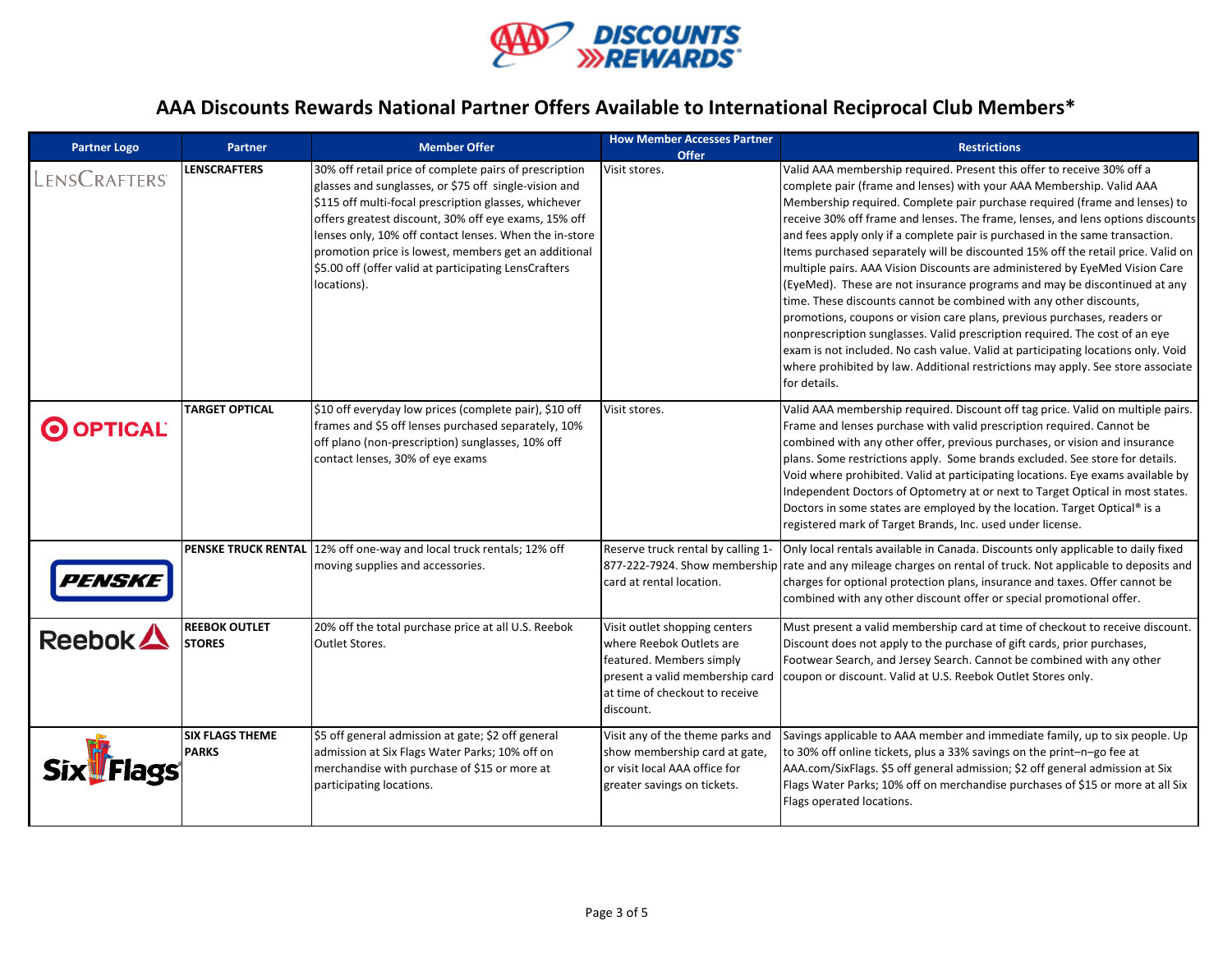# AAA Discounts Rewards National Partner Offers Available to International Reciprocal Club Members*

| Partner Logo | Partner | Member Offer | How Member Accesses Partner Offer | Restrictions |
| --- | --- | --- | --- | --- |
| LensCrafters | **LENSCRAFTERS** | 30% off retail price of complete pairs of prescription glasses and sunglasses, or $75 off single-vision and $115 off multi-focal prescription glasses, whichever offers greatest discount, 30% off eye exams, 15% off lenses only, 10% off contact lenses. When the in-store promotion price is lowest, members get an additional $5.00 off (offer valid at participating LensCrafters locations). | Visit stores. | Valid AAA membership required. Present this offer to receive 30% off a complete pair (frame and lenses) with your AAA Membership. Valid AAA Membership required. Complete pair purchase required (frame and lenses) to receive 30% off frame and lenses. The frame, lenses, and lens options discounts and fees apply only if a complete pair is purchased in the same transaction. Items purchased separately will be discounted 15% off the retail price. Valid on multiple pairs. AAA Vision Discounts are administered by EyeMed Vision Care (EyeMed). These are not insurance programs and may be discontinued at any time. These discounts cannot be combined with any other discounts, promotions, coupons or vision care plans, previous purchases, readers or nonprescription sunglasses. Valid prescription required. The cost of an eye exam is not included. No cash value. Valid at participating locations only. Void where prohibited by law. Additional restrictions may apply. See store associate for details. |
| OPTICAL | **TARGET OPTICAL** | $10 off everyday low prices (complete pair), $10 off frames and $5 off lenses purchased separately, 10% off plano (non-prescription) sunglasses, 10% off contact lenses, 30% of eye exams | Visit stores. | Valid AAA membership required. Discount off tag price. Valid on multiple pairs. Frame and lenses purchase with valid prescription required. Cannot be combined with any other offer, previous purchases, or vision and insurance plans. Some restrictions apply. Some brands excluded. See store for details. Void where prohibited. Valid at participating locations. Eye exams available by Independent Doctors of Optometry at or next to Target Optical in most states. Doctors in some states are employed by the location. Target Optical® is a registered mark of Target Brands, Inc. used under license. |
| PENSKE | **PENSKE TRUCK RENTAL** | 12% off one-way and local truck rentals; 12% off moving supplies and accessories. | Reserve truck rental by calling 1-877-222-7924. Show membership card at rental location. | Only local rentals available in Canada. Discounts only applicable to daily fixed rate and any mileage charges on rental of truck. Not applicable to deposits and charges for optional protection plans, insurance and taxes. Offer cannot be combined with any other discount offer or special promotional offer. |
| Reebok | **REEBOK OUTLET STORES** | 20% off the total purchase price at all U.S. Reebok Outlet Stores. | Visit outlet shopping centers where Reebok Outlets are featured. Members simply present a valid membership card at time of checkout to receive discount. | Must present a valid membership card at time of checkout to receive discount. Discount does not apply to the purchase of gift cards, prior purchases, Footwear Search, and Jersey Search. Cannot be combined with any other coupon or discount. Valid at U.S. Reebok Outlet Stores only. |
| Six Flags | **SIX FLAGS THEME PARKS** | $5 off general admission at gate; $2 off general admission at Six Flags Water Parks; 10% off on merchandise with purchase of $15 or more at participating locations. | Visit any of the theme parks and show membership card at gate, or visit local AAA office for greater savings on tickets. | Savings applicable to AAA member and immediate family, up to six people. Up to 30% off online tickets, plus a 33% savings on the print–n–go fee at AAA.com/SixFlags. $5 off general admission; $2 off general admission at Six Flags Water Parks; 10% off on merchandise purchases of $15 or more at all Six Flags operated locations. |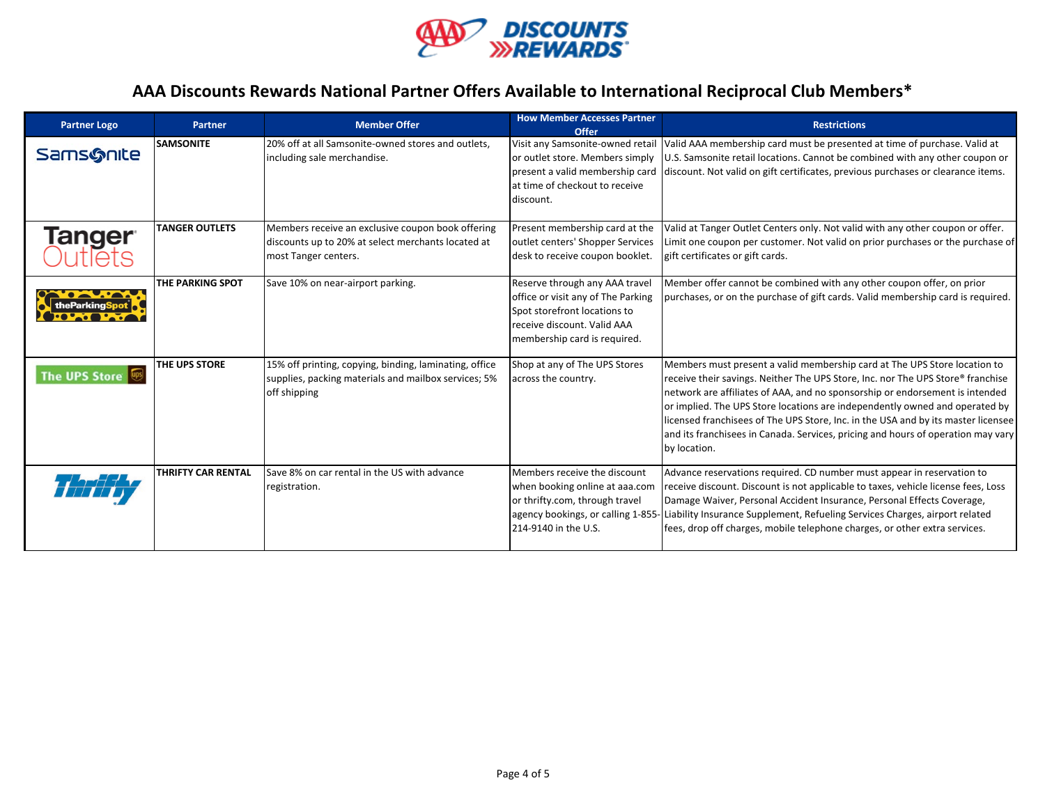# AAA Discounts Rewards National Partner Offers Available to International Reciprocal Club Members*

| Partner Logo | Partner | Member Offer | How Member Accesses Partner Offer | Restrictions |
|---|---|---|---|---|
| Samsonite | **SAMSONITE** | 20% off at all Samsonite-owned stores and outlets, including sale merchandise. | Visit any Samsonite-owned retail or outlet store. Members simply present a valid membership card at time of checkout to receive discount. | Valid AAA membership card must be presented at time of purchase. Valid at U.S. Samsonite retail locations. Cannot be combined with any other coupon or discount. Not valid on gift certificates, previous purchases or clearance items. |
| Tanger Outlets | **TANGER OUTLETS** | Members receive an exclusive coupon book offering discounts up to 20% at select merchants located at most Tanger centers. | Present membership card at the outlet centers' Shopper Services desk to receive coupon booklet. | Valid at Tanger Outlet Centers only. Not valid with any other coupon or offer. Limit one coupon per customer. Not valid on prior purchases or the purchase of gift certificates or gift cards. |
| theParkingSpot | **THE PARKING SPOT** | Save 10% on near-airport parking. | Reserve through any AAA travel office or visit any of The Parking Spot storefront locations to receive discount. Valid AAA membership card is required. | Member offer cannot be combined with any other coupon offer, on prior purchases, or on the purchase of gift cards. Valid membership card is required. |
| The UPS Store | **THE UPS STORE** | 15% off printing, copying, binding, laminating, office supplies, packing materials and mailbox services; 5% off shipping | Shop at any of The UPS Stores across the country. | Members must present a valid membership card at The UPS Store location to receive their savings. Neither The UPS Store, Inc. nor The UPS Store® franchise network are affiliates of AAA, and no sponsorship or endorsement is intended or implied. The UPS Store locations are independently owned and operated by licensed franchisees of The UPS Store, Inc. in the USA and by its master licensee and its franchisees in Canada. Services, pricing and hours of operation may vary by location. |
| Thrifty | **THRIFTY CAR RENTAL** | Save 8% on car rental in the US with advance registration. | Members receive the discount when booking online at aaa.com or thrifty.com, through travel agency bookings, or calling 1-855-214-9140 in the U.S. | Advance reservations required. CD number must appear in reservation to receive discount. Discount is not applicable to taxes, vehicle license fees, Loss Damage Waiver, Personal Accident Insurance, Personal Effects Coverage, Liability Insurance Supplement, Refueling Services Charges, airport related fees, drop off charges, mobile telephone charges, or other extra services. |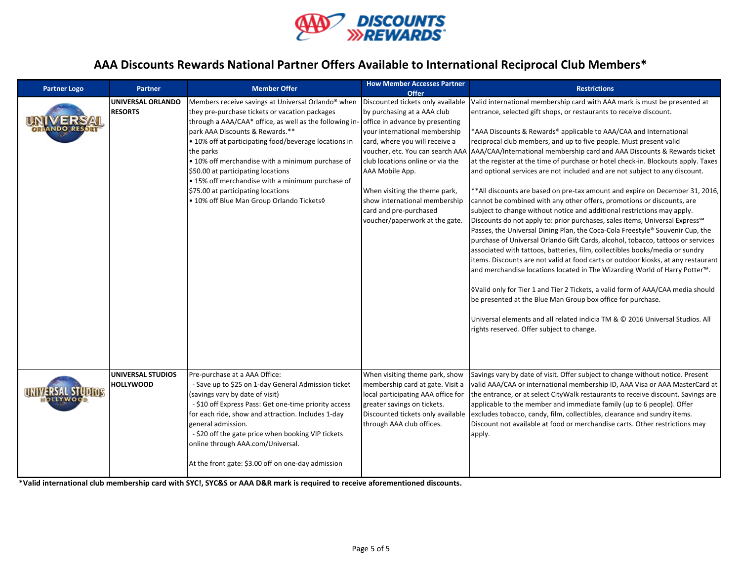# AAA Discounts Rewards National Partner Offers Available to International Reciprocal Club Members*

| Partner Logo | Partner | Member Offer | How Member Accesses Partner Offer | Restrictions |
|---|---|---|---|---|
| | **UNIVERSAL ORLANDO RESORTS** | Members receive savings at Universal Orlando® when they pre-purchase tickets or vacation packages through a AAA/CAA* office, as well as the following in-park AAA Discounts & Rewards.**<br>• 10% off at participating food/beverage locations in the parks<br>• 10% off merchandise with a minimum purchase of $50.00 at participating locations<br>• 15% off merchandise with a minimum purchase of $75.00 at participating locations<br>• 10% off Blue Man Group Orlando Tickets◊ | Discounted tickets only available by purchasing at a AAA club office in advance by presenting your international membership card, where you will receive a voucher, etc. You can search AAA club locations online or via the AAA Mobile App.<br><br>When visiting the theme park, show international membership card and pre-purchased voucher/paperwork at the gate. | Valid international membership card with AAA mark is must be presented at entrance, selected gift shops, or restaurants to receive discount.<br><br>*AAA Discounts & Rewards® applicable to AAA/CAA and International reciprocal club members, and up to five people. Must present valid AAA/CAA/International membership card and AAA Discounts & Rewards ticket at the register at the time of purchase or hotel check-in. Blockouts apply. Taxes and optional services are not included and are not subject to any discount.<br><br>**All discounts are based on pre-tax amount and expire on December 31, 2016, cannot be combined with any other offers, promotions or discounts, are subject to change without notice and additional restrictions may apply. Discounts do not apply to: prior purchases, sales items, Universal Express℠ Passes, the Universal Dining Plan, the Coca-Cola Freestyle® Souvenir Cup, the purchase of Universal Orlando Gift Cards, alcohol, tobacco, tattoos or services associated with tattoos, batteries, film, collectibles books/media or sundry items. Discounts are not valid at food carts or outdoor kiosks, at any restaurant and merchandise locations located in The Wizarding World of Harry Potter™.<br><br>◊Valid only for Tier 1 and Tier 2 Tickets, a valid form of AAA/CAA media should be presented at the Blue Man Group box office for purchase.<br><br>Universal elements and all related indicia TM & © 2016 Universal Studios. All rights reserved. Offer subject to change. |
| | **UNIVERSAL STUDIOS HOLLYWOOD** | Pre-purchase at a AAA Office:<br>- Save up to $25 on 1-day General Admission ticket (savings vary by date of visit)<br>- $10 off Express Pass: Get one-time priority access for each ride, show and attraction. Includes 1-day general admission.<br>- $20 off the gate price when booking VIP tickets online through AAA.com/Universal.<br><br>At the front gate: $3.00 off on one-day admission | When visiting theme park, show membership card at gate. Visit a local participating AAA office for greater savings on tickets. Discounted tickets only available through AAA club offices. | Savings vary by date of visit. Offer subject to change without notice. Present valid AAA/CAA or international membership ID, AAA Visa or AAA MasterCard at the entrance, or at select CityWalk restaurants to receive discount. Savings are applicable to the member and immediate family (up to 6 people). Offer excludes tobacco, candy, film, collectibles, clearance and sundry items. Discount not available at food or merchandise carts. Other restrictions may apply. |

**\*Valid international club membership card with SYC!, SYC&S or AAA D&R mark is required to receive aforementioned discounts.**